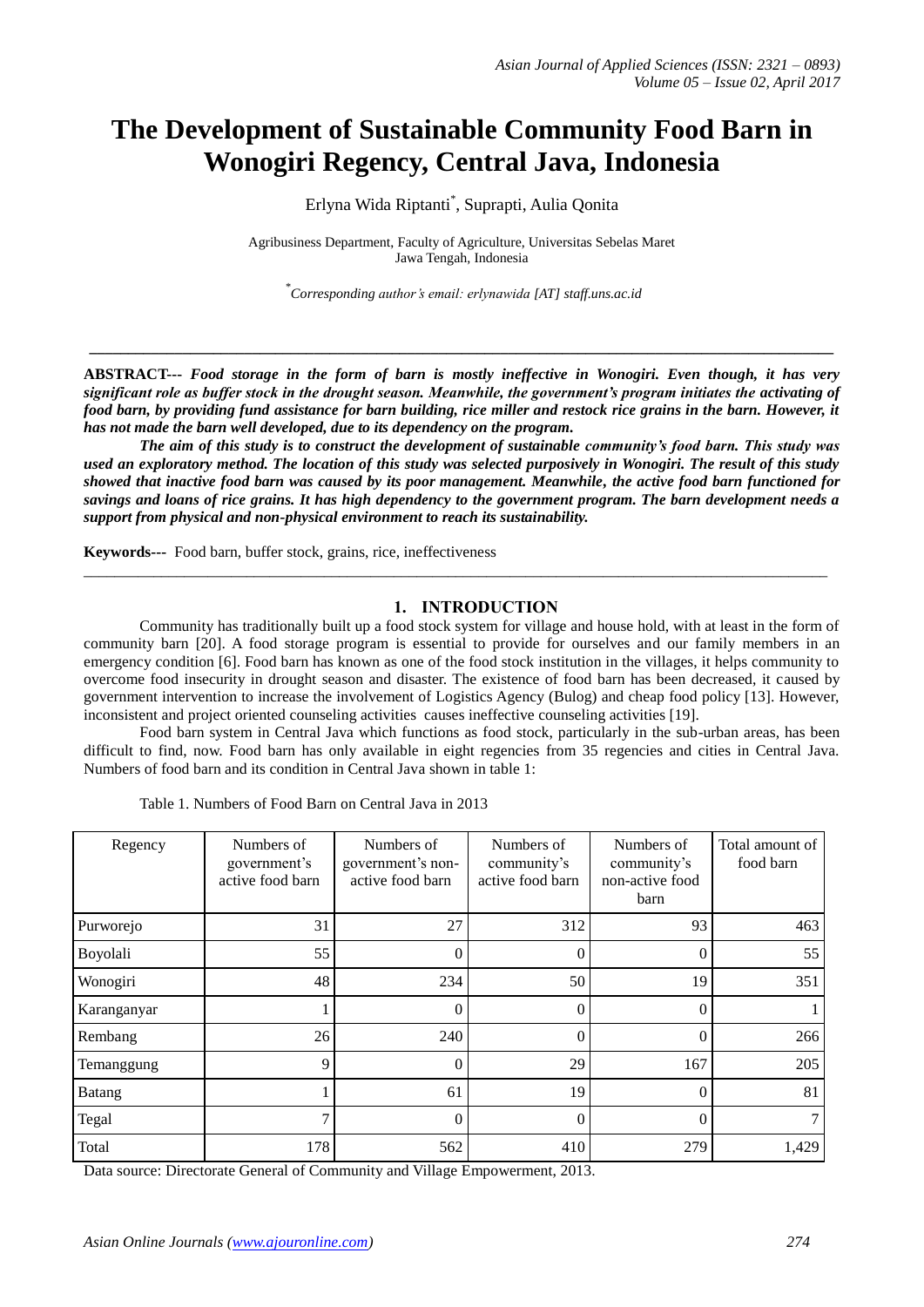# The Development of Sustainable Community Food Barn in Wonogiri Regency, Central Java, Indonesia

Erlyna Wida Riptanti*, Suprapti, Aulia Qonita

Agribusiness Department, Faculty of Agriculture, Universitas Sebelas Maret
Jawa Tengah, Indonesia

*Corresponding author's email: erlynawida [AT] staff.uns.ac.id

---

**ABSTRACT---** ***Food storage in the form of barn is mostly ineffective in Wonogiri. Even though, it has very significant role as buffer stock in the drought season. Meanwhile, the government's program initiates the activating of food barn, by providing fund assistance for barn building, rice miller and restock rice grains in the barn. However, it has not made the barn well developed, due to its dependency on the program.***

***The aim of this study is to construct the development of sustainable community's food barn. This study was used an exploratory method. The location of this study was selected purposively in Wonogiri. The result of this study showed that inactive food barn was caused by its poor management. Meanwhile, the active food barn functioned for savings and loans of rice grains. It has high dependency to the government program. The barn development needs a support from physical and non-physical environment to reach its sustainability.***

**Keywords---** Food barn, buffer stock, grains, rice, ineffectiveness

---

## 1. INTRODUCTION

Community has traditionally built up a food stock system for village and house hold, with at least in the form of community barn [20]. A food storage program is essential to provide for ourselves and our family members in an emergency condition [6]. Food barn has known as one of the food stock institution in the villages, it helps community to overcome food insecurity in drought season and disaster. The existence of food barn has been decreased, it caused by government intervention to increase the involvement of Logistics Agency (Bulog) and cheap food policy [13]. However, inconsistent and project oriented counseling activities causes ineffective counseling activities [19].

Food barn system in Central Java which functions as food stock, particularly in the sub-urban areas, has been difficult to find, now. Food barn has only available in eight regencies from 35 regencies and cities in Central Java. Numbers of food barn and its condition in Central Java shown in table 1:

Table 1. Numbers of Food Barn on Central Java in 2013

| Regency | Numbers of government's active food barn | Numbers of government's non-active food barn | Numbers of community's active food barn | Numbers of community's non-active food barn | Total amount of food barn |
|---|---|---|---|---|---|
| Purworejo | 31 | 27 | 312 | 93 | 463 |
| Boyolali | 55 | 0 | 0 | 0 | 55 |
| Wonogiri | 48 | 234 | 50 | 19 | 351 |
| Karanganyar | 1 | 0 | 0 | 0 | 1 |
| Rembang | 26 | 240 | 0 | 0 | 266 |
| Temanggung | 9 | 0 | 29 | 167 | 205 |
| Batang | 1 | 61 | 19 | 0 | 81 |
| Tegal | 7 | 0 | 0 | 0 | 7 |
| Total | 178 | 562 | 410 | 279 | 1,429 |

Data source: Directorate General of Community and Village Empowerment, 2013.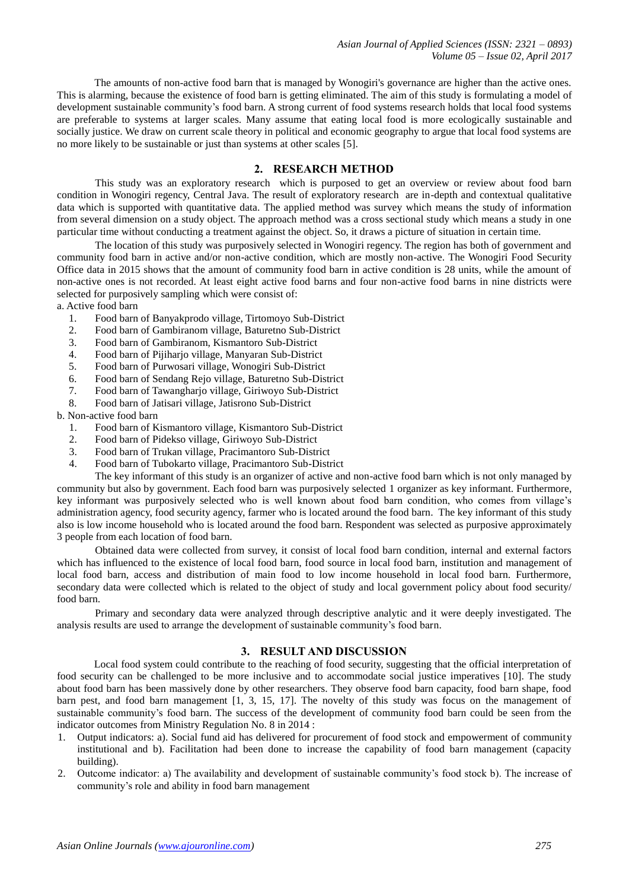The amounts of non-active food barn that is managed by Wonogiri's governance are higher than the active ones. This is alarming, because the existence of food barn is getting eliminated. The aim of this study is formulating a model of development sustainable community's food barn. A strong current of food systems research holds that local food systems are preferable to systems at larger scales. Many assume that eating local food is more ecologically sustainable and socially justice. We draw on current scale theory in political and economic geography to argue that local food systems are no more likely to be sustainable or just than systems at other scales [5].

## 2. RESEARCH METHOD

This study was an exploratory research which is purposed to get an overview or review about food barn condition in Wonogiri regency, Central Java. The result of exploratory research are in-depth and contextual qualitative data which is supported with quantitative data. The applied method was survey which means the study of information from several dimension on a study object. The approach method was a cross sectional study which means a study in one particular time without conducting a treatment against the object. So, it draws a picture of situation in certain time.

The location of this study was purposively selected in Wonogiri regency. The region has both of government and community food barn in active and/or non-active condition, which are mostly non-active. The Wonogiri Food Security Office data in 2015 shows that the amount of community food barn in active condition is 28 units, while the amount of non-active ones is not recorded. At least eight active food barns and four non-active food barns in nine districts were selected for purposively sampling which were consist of:

a. Active food barn

1. Food barn of Banyakprodo village, Tirtomoyo Sub-District
2. Food barn of Gambiranom village, Baturetno Sub-District
3. Food barn of Gambiranom, Kismantoro Sub-District
4. Food barn of Pijiharjo village, Manyaran Sub-District
5. Food barn of Purwosari village, Wonogiri Sub-District
6. Food barn of Sendang Rejo village, Baturetno Sub-District
7. Food barn of Tawangharjo village, Giriwoyo Sub-District
8. Food barn of Jatisari village, Jatisrono Sub-District

b. Non-active food barn

1. Food barn of Kismantoro village, Kismantoro Sub-District
2. Food barn of Pidekso village, Giriwoyo Sub-District
3. Food barn of Trukan village, Pracimantoro Sub-District
4. Food barn of Tubokarto village, Pracimantoro Sub-District

The key informant of this study is an organizer of active and non-active food barn which is not only managed by community but also by government. Each food barn was purposively selected 1 organizer as key informant. Furthermore, key informant was purposively selected who is well known about food barn condition, who comes from village's administration agency, food security agency, farmer who is located around the food barn. The key informant of this study also is low income household who is located around the food barn. Respondent was selected as purposive approximately 3 people from each location of food barn.

Obtained data were collected from survey, it consist of local food barn condition, internal and external factors which has influenced to the existence of local food barn, food source in local food barn, institution and management of local food barn, access and distribution of main food to low income household in local food barn. Furthermore, secondary data were collected which is related to the object of study and local government policy about food security/ food barn.

Primary and secondary data were analyzed through descriptive analytic and it were deeply investigated. The analysis results are used to arrange the development of sustainable community's food barn.

## 3. RESULT AND DISCUSSION

Local food system could contribute to the reaching of food security, suggesting that the official interpretation of food security can be challenged to be more inclusive and to accommodate social justice imperatives [10]. The study about food barn has been massively done by other researchers. They observe food barn capacity, food barn shape, food barn pest, and food barn management [1, 3, 15, 17]. The novelty of this study was focus on the management of sustainable community's food barn. The success of the development of community food barn could be seen from the indicator outcomes from Ministry Regulation No. 8 in 2014 :

1. Output indicators: a). Social fund aid has delivered for procurement of food stock and empowerment of community institutional and b). Facilitation had been done to increase the capability of food barn management (capacity building).
2. Outcome indicator: a) The availability and development of sustainable community's food stock b). The increase of community's role and ability in food barn management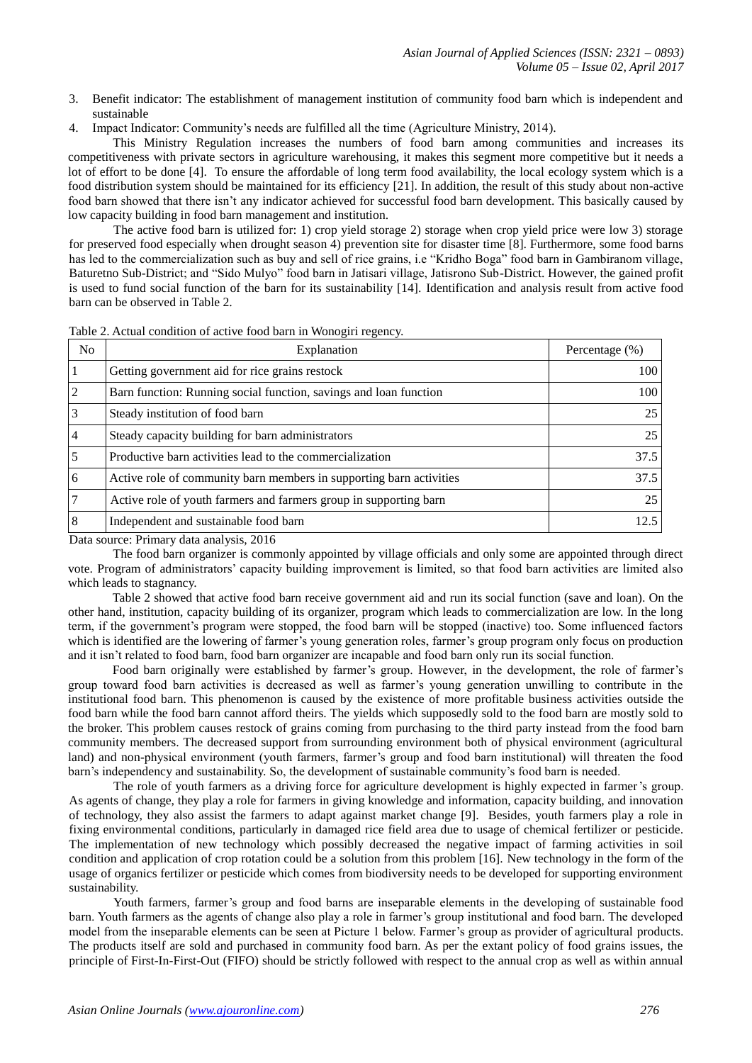3. Benefit indicator: The establishment of management institution of community food barn which is independent and sustainable
4. Impact Indicator: Community's needs are fulfilled all the time (Agriculture Ministry, 2014).

This Ministry Regulation increases the numbers of food barn among communities and increases its competitiveness with private sectors in agriculture warehousing, it makes this segment more competitive but it needs a lot of effort to be done [4]. To ensure the affordable of long term food availability, the local ecology system which is a food distribution system should be maintained for its efficiency [21]. In addition, the result of this study about non-active food barn showed that there isn't any indicator achieved for successful food barn development. This basically caused by low capacity building in food barn management and institution.

The active food barn is utilized for: 1) crop yield storage 2) storage when crop yield price were low 3) storage for preserved food especially when drought season 4) prevention site for disaster time [8]. Furthermore, some food barns has led to the commercialization such as buy and sell of rice grains, i.e "Kridho Boga" food barn in Gambiranom village, Baturetno Sub-District; and "Sido Mulyo" food barn in Jatisari village, Jatisrono Sub-District. However, the gained profit is used to fund social function of the barn for its sustainability [14]. Identification and analysis result from active food barn can be observed in Table 2.

Table 2. Actual condition of active food barn in Wonogiri regency.

| No | Explanation | Percentage (%) |
|---|---|---|
| 1 | Getting government aid for rice grains restock | 100 |
| 2 | Barn function: Running social function, savings and loan function | 100 |
| 3 | Steady institution of food barn | 25 |
| 4 | Steady capacity building for barn administrators | 25 |
| 5 | Productive barn activities lead to the commercialization | 37.5 |
| 6 | Active role of community barn members in supporting barn activities | 37.5 |
| 7 | Active role of youth farmers and farmers group in supporting barn | 25 |
| 8 | Independent and sustainable food barn | 12.5 |

Data source: Primary data analysis, 2016

The food barn organizer is commonly appointed by village officials and only some are appointed through direct vote. Program of administrators' capacity building improvement is limited, so that food barn activities are limited also which leads to stagnancy.

Table 2 showed that active food barn receive government aid and run its social function (save and loan). On the other hand, institution, capacity building of its organizer, program which leads to commercialization are low. In the long term, if the government's program were stopped, the food barn will be stopped (inactive) too. Some influenced factors which is identified are the lowering of farmer's young generation roles, farmer's group program only focus on production and it isn't related to food barn, food barn organizer are incapable and food barn only run its social function.

Food barn originally were established by farmer's group. However, in the development, the role of farmer's group toward food barn activities is decreased as well as farmer's young generation unwilling to contribute in the institutional food barn. This phenomenon is caused by the existence of more profitable business activities outside the food barn while the food barn cannot afford theirs. The yields which supposedly sold to the food barn are mostly sold to the broker. This problem causes restock of grains coming from purchasing to the third party instead from the food barn community members. The decreased support from surrounding environment both of physical environment (agricultural land) and non-physical environment (youth farmers, farmer's group and food barn institutional) will threaten the food barn's independency and sustainability. So, the development of sustainable community's food barn is needed.

The role of youth farmers as a driving force for agriculture development is highly expected in farmer's group. As agents of change, they play a role for farmers in giving knowledge and information, capacity building, and innovation of technology, they also assist the farmers to adapt against market change [9]. Besides, youth farmers play a role in fixing environmental conditions, particularly in damaged rice field area due to usage of chemical fertilizer or pesticide. The implementation of new technology which possibly decreased the negative impact of farming activities in soil condition and application of crop rotation could be a solution from this problem [16]. New technology in the form of the usage of organics fertilizer or pesticide which comes from biodiversity needs to be developed for supporting environment sustainability.

Youth farmers, farmer's group and food barns are inseparable elements in the developing of sustainable food barn. Youth farmers as the agents of change also play a role in farmer's group institutional and food barn. The developed model from the inseparable elements can be seen at Picture 1 below. Farmer's group as provider of agricultural products. The products itself are sold and purchased in community food barn. As per the extant policy of food grains issues, the principle of First-In-First-Out (FIFO) should be strictly followed with respect to the annual crop as well as within annual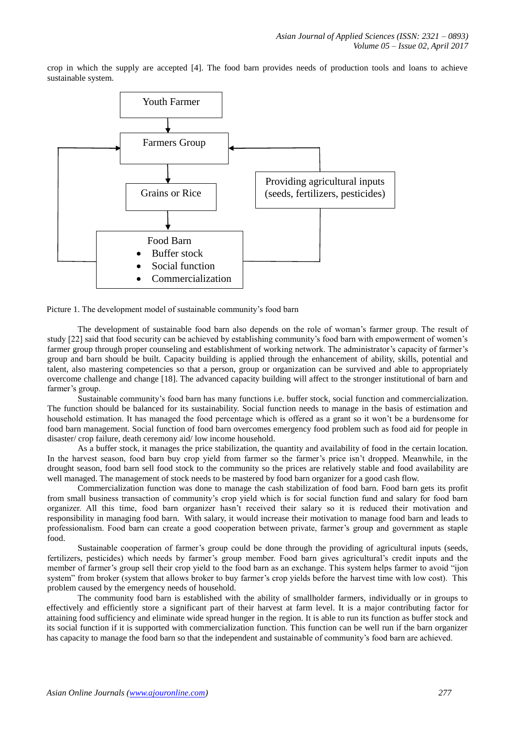crop in which the supply are accepted [4]. The food barn provides needs of production tools and loans to achieve sustainable system.

Youth Farmer

Farmers Group

Grains or Rice

Providing agricultural inputs (seeds, fertilizers, pesticides)

Food Barn
- Buffer stock
- Social function
- Commercialization

Picture 1. The development model of sustainable community's food barn

The development of sustainable food barn also depends on the role of woman's farmer group. The result of study [22] said that food security can be achieved by establishing community's food barn with empowerment of women's farmer group through proper counseling and establishment of working network. The administrator's capacity of farmer's group and barn should be built. Capacity building is applied through the enhancement of ability, skills, potential and talent, also mastering competencies so that a person, group or organization can be survived and able to appropriately overcome challenge and change [18]. The advanced capacity building will affect to the stronger institutional of barn and farmer's group.

Sustainable community's food barn has many functions i.e. buffer stock, social function and commercialization. The function should be balanced for its sustainability. Social function needs to manage in the basis of estimation and household estimation. It has managed the food percentage which is offered as a grant so it won't be a burdensome for food barn management. Social function of food barn overcomes emergency food problem such as food aid for people in disaster/ crop failure, death ceremony aid/ low income household.

As a buffer stock, it manages the price stabilization, the quantity and availability of food in the certain location. In the harvest season, food barn buy crop yield from farmer so the farmer's price isn't dropped. Meanwhile, in the drought season, food barn sell food stock to the community so the prices are relatively stable and food availability are well managed. The management of stock needs to be mastered by food barn organizer for a good cash flow.

Commercialization function was done to manage the cash stabilization of food barn. Food barn gets its profit from small business transaction of community's crop yield which is for social function fund and salary for food barn organizer. All this time, food barn organizer hasn't received their salary so it is reduced their motivation and responsibility in managing food barn. With salary, it would increase their motivation to manage food barn and leads to professionalism. Food barn can create a good cooperation between private, farmer's group and government as staple food.

Sustainable cooperation of farmer's group could be done through the providing of agricultural inputs (seeds, fertilizers, pesticides) which needs by farmer's group member. Food barn gives agricultural's credit inputs and the member of farmer's group sell their crop yield to the food barn as an exchange. This system helps farmer to avoid "ijon system" from broker (system that allows broker to buy farmer's crop yields before the harvest time with low cost). This problem caused by the emergency needs of household.

The community food barn is established with the ability of smallholder farmers, individually or in groups to effectively and efficiently store a significant part of their harvest at farm level. It is a major contributing factor for attaining food sufficiency and eliminate wide spread hunger in the region. It is able to run its function as buffer stock and its social function if it is supported with commercialization function. This function can be well run if the barn organizer has capacity to manage the food barn so that the independent and sustainable of community's food barn are achieved.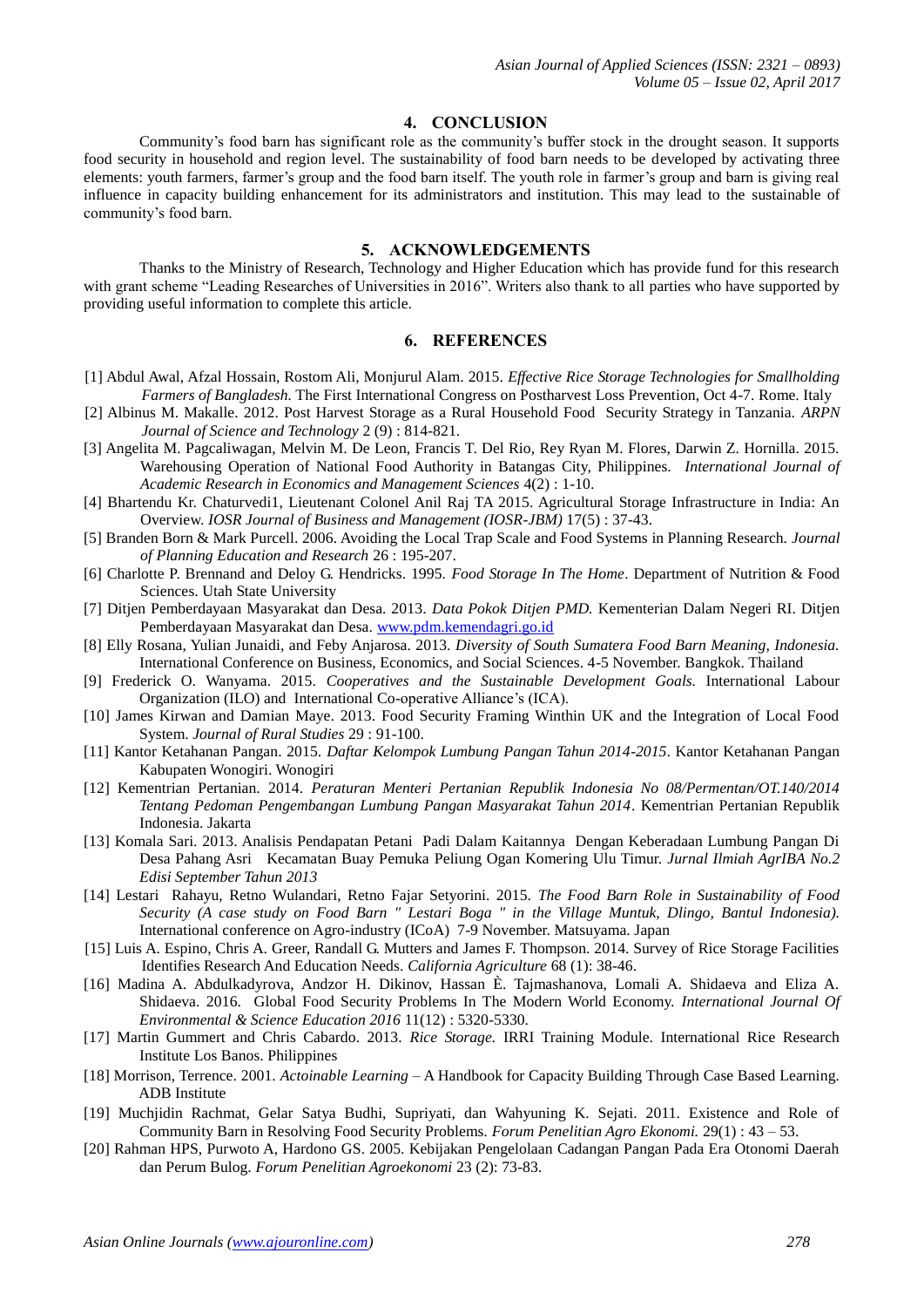## 4. CONCLUSION

Community's food barn has significant role as the community's buffer stock in the drought season. It supports food security in household and region level. The sustainability of food barn needs to be developed by activating three elements: youth farmers, farmer's group and the food barn itself. The youth role in farmer's group and barn is giving real influence in capacity building enhancement for its administrators and institution. This may lead to the sustainable of community's food barn.

## 5. ACKNOWLEDGEMENTS

Thanks to the Ministry of Research, Technology and Higher Education which has provide fund for this research with grant scheme "Leading Researches of Universities in 2016". Writers also thank to all parties who have supported by providing useful information to complete this article.

## 6. REFERENCES

[1] Abdul Awal, Afzal Hossain, Rostom Ali, Monjurul Alam. 2015. *Effective Rice Storage Technologies for Smallholding Farmers of Bangladesh*. The First International Congress on Postharvest Loss Prevention, Oct 4-7. Rome. Italy

[2] Albinus M. Makalle. 2012. Post Harvest Storage as a Rural Household Food Security Strategy in Tanzania. *ARPN Journal of Science and Technology* 2 (9) : 814-821.

[3] Angelita M. Pagcaliwagan, Melvin M. De Leon, Francis T. Del Rio, Rey Ryan M. Flores, Darwin Z. Hornilla. 2015. Warehousing Operation of National Food Authority in Batangas City, Philippines. *International Journal of Academic Research in Economics and Management Sciences* 4(2) : 1-10.

[4] Bhartendu Kr. Chaturvedi1, Lieutenant Colonel Anil Raj TA 2015. Agricultural Storage Infrastructure in India: An Overview. *IOSR Journal of Business and Management (IOSR-JBM)* 17(5) : 37-43.

[5] Branden Born & Mark Purcell. 2006. Avoiding the Local Trap Scale and Food Systems in Planning Research. *Journal of Planning Education and Research* 26 : 195-207.

[6] Charlotte P. Brennand and Deloy G. Hendricks. 1995. *Food Storage In The Home*. Department of Nutrition & Food Sciences. Utah State University

[7] Ditjen Pemberdayaan Masyarakat dan Desa. 2013. *Data Pokok Ditjen PMD.* Kementerian Dalam Negeri RI. Ditjen Pemberdayaan Masyarakat dan Desa. www.pdm.kemendagri.go.id

[8] Elly Rosana, Yulian Junaidi, and Feby Anjarosa. 2013. *Diversity of South Sumatera Food Barn Meaning, Indonesia.* International Conference on Business, Economics, and Social Sciences. 4-5 November. Bangkok. Thailand

[9] Frederick O. Wanyama. 2015. *Cooperatives and the Sustainable Development Goals.* International Labour Organization (ILO) and International Co-operative Alliance's (ICA).

[10] James Kirwan and Damian Maye. 2013. Food Security Framing Winthin UK and the Integration of Local Food System. *Journal of Rural Studies* 29 : 91-100.

[11] Kantor Ketahanan Pangan. 2015. *Daftar Kelompok Lumbung Pangan Tahun 2014-2015*. Kantor Ketahanan Pangan Kabupaten Wonogiri. Wonogiri

[12] Kementrian Pertanian. 2014. *Peraturan Menteri Pertanian Republik Indonesia No 08/Permentan/OT.140/2014 Tentang Pedoman Pengembangan Lumbung Pangan Masyarakat Tahun 2014*. Kementrian Pertanian Republik Indonesia. Jakarta

[13] Komala Sari. 2013. Analisis Pendapatan Petani Padi Dalam Kaitannya Dengan Keberadaan Lumbung Pangan Di Desa Pahang Asri Kecamatan Buay Pemuka Peliung Ogan Komering Ulu Timur. *Jurnal Ilmiah AgrIBA No.2 Edisi September Tahun 2013*

[14] Lestari Rahayu, Retno Wulandari, Retno Fajar Setyorini. 2015. *The Food Barn Role in Sustainability of Food Security (A case study on Food Barn " Lestari Boga " in the Village Muntuk, Dlingo, Bantul Indonesia).* International conference on Agro-industry (ICoA) 7-9 November. Matsuyama. Japan

[15] Luis A. Espino, Chris A. Greer, Randall G. Mutters and James F. Thompson. 2014. Survey of Rice Storage Facilities Identifies Research And Education Needs. *California Agriculture* 68 (1): 38-46.

[16] Madina A. Abdulkadyrova, Andzor H. Dikinov, Hassan È. Tajmashanova, Lomali A. Shidaeva and Eliza A. Shidaeva. 2016. Global Food Security Problems In The Modern World Economy. *International Journal Of Environmental & Science Education 2016* 11(12) : 5320-5330.

[17] Martin Gummert and Chris Cabardo. 2013. *Rice Storage.* IRRI Training Module. International Rice Research Institute Los Banos. Philippines

[18] Morrison, Terrence. 2001. *Actoinable Learning* – A Handbook for Capacity Building Through Case Based Learning. ADB Institute

[19] Muchjidin Rachmat, Gelar Satya Budhi, Supriyati, dan Wahyuning K. Sejati. 2011. Existence and Role of Community Barn in Resolving Food Security Problems. *Forum Penelitian Agro Ekonomi.* 29(1) : 43 – 53.

[20] Rahman HPS, Purwoto A, Hardono GS. 2005. Kebijakan Pengelolaan Cadangan Pangan Pada Era Otonomi Daerah dan Perum Bulog. *Forum Penelitian Agroekonomi* 23 (2): 73-83.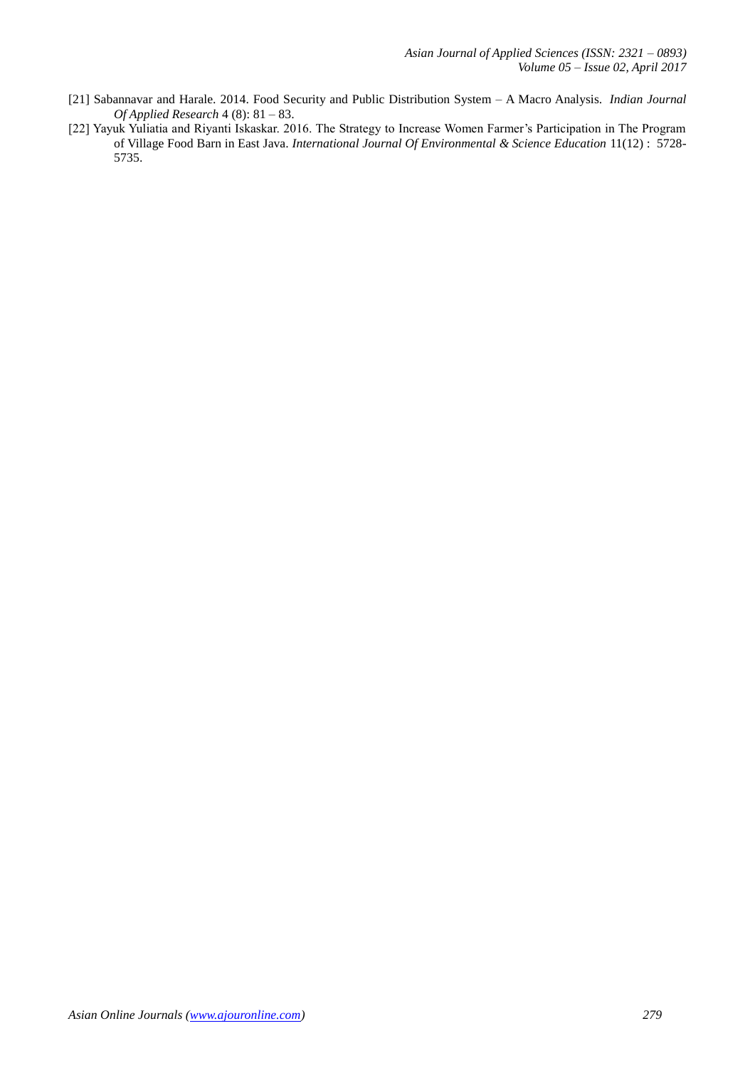[21] Sabannavar and Harale. 2014. Food Security and Public Distribution System – A Macro Analysis. *Indian Journal Of Applied Research* 4 (8): 81 – 83.

[22] Yayuk Yuliatia and Riyanti Iskaskar. 2016. The Strategy to Increase Women Farmer's Participation in The Program of Village Food Barn in East Java. *International Journal Of Environmental & Science Education* 11(12) : 5728-5735.